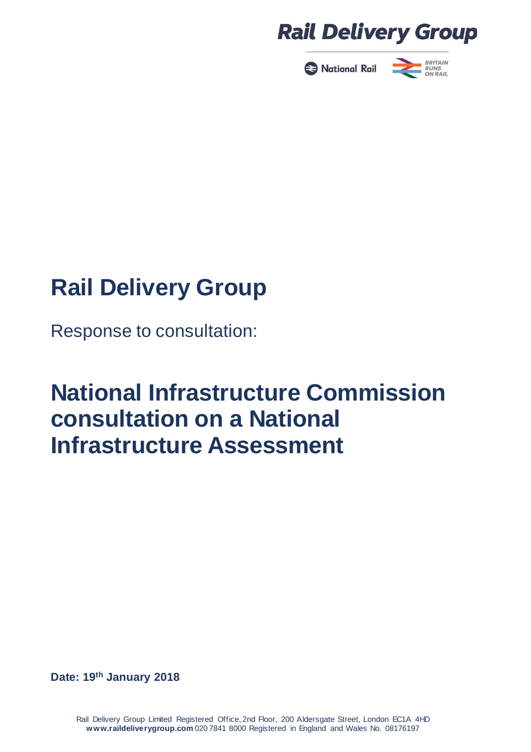Rail Delivery Group

National Rail

BRITAIN RUNS ON RAIL

# Rail Delivery Group

Response to consultation:

# National Infrastructure Commission consultation on a National Infrastructure Assessment

**Date: 19th January 2018**

Rail Delivery Group Limited Registered Office, 2nd Floor, 200 Aldersgate Street, London EC1A 4HD
**www.raildeliverygroup.com** 020 7841 8000 Registered in England and Wales No. 08176197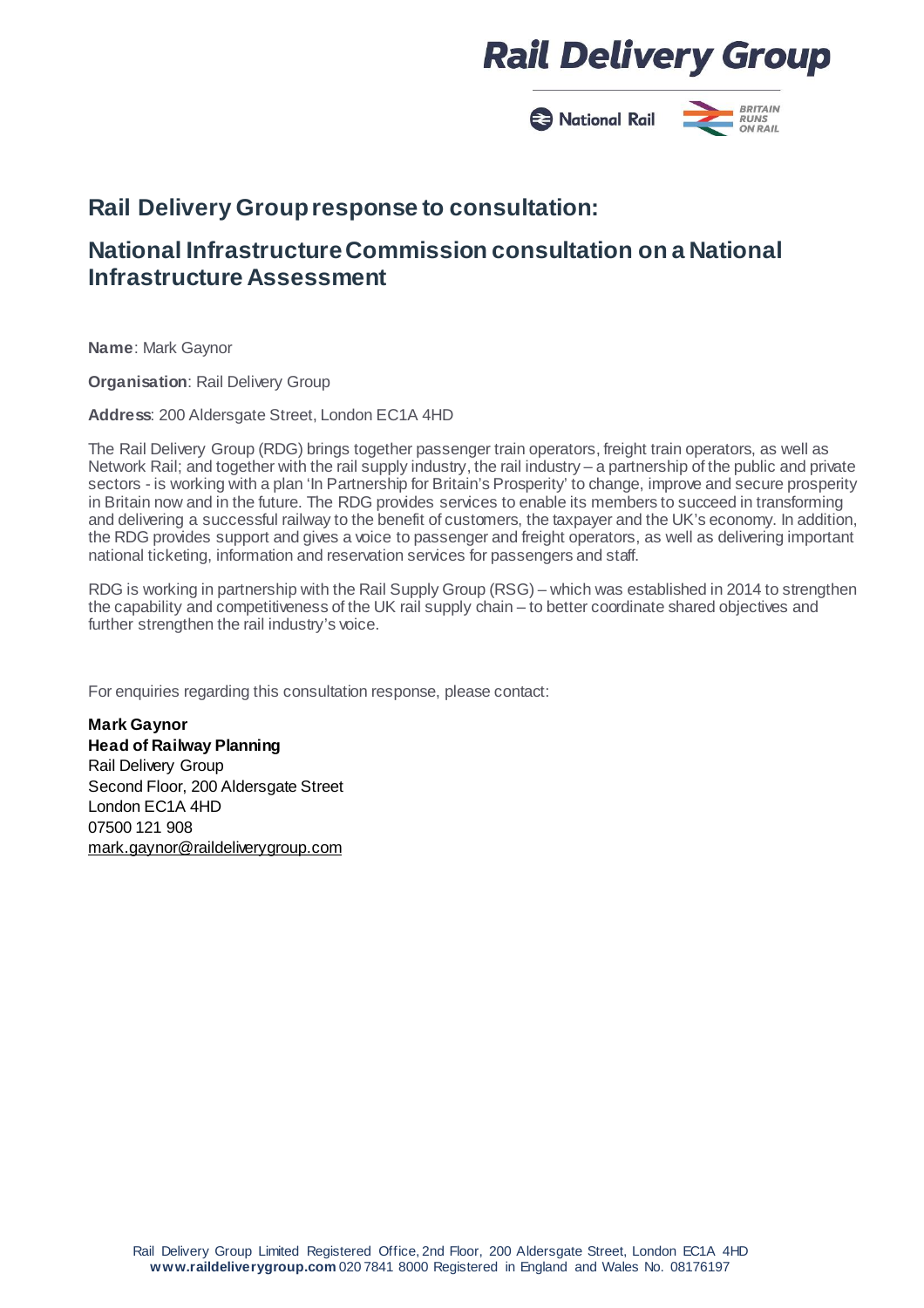# Rail Delivery Group response to consultation:

## National Infrastructure Commission consultation on a National Infrastructure Assessment

**Name**: Mark Gaynor

**Organisation**: Rail Delivery Group

**Address**: 200 Aldersgate Street, London EC1A 4HD

The Rail Delivery Group (RDG) brings together passenger train operators, freight train operators, as well as Network Rail; and together with the rail supply industry, the rail industry – a partnership of the public and private sectors - is working with a plan 'In Partnership for Britain's Prosperity' to change, improve and secure prosperity in Britain now and in the future. The RDG provides services to enable its members to succeed in transforming and delivering a successful railway to the benefit of customers, the taxpayer and the UK's economy. In addition, the RDG provides support and gives a voice to passenger and freight operators, as well as delivering important national ticketing, information and reservation services for passengers and staff.

RDG is working in partnership with the Rail Supply Group (RSG) – which was established in 2014 to strengthen the capability and competitiveness of the UK rail supply chain – to better coordinate shared objectives and further strengthen the rail industry's voice.

For enquiries regarding this consultation response, please contact:

**Mark Gaynor**
**Head of Railway Planning**
Rail Delivery Group
Second Floor, 200 Aldersgate Street
London EC1A 4HD
07500 121 908
mark.gaynor@raildeliverygroup.com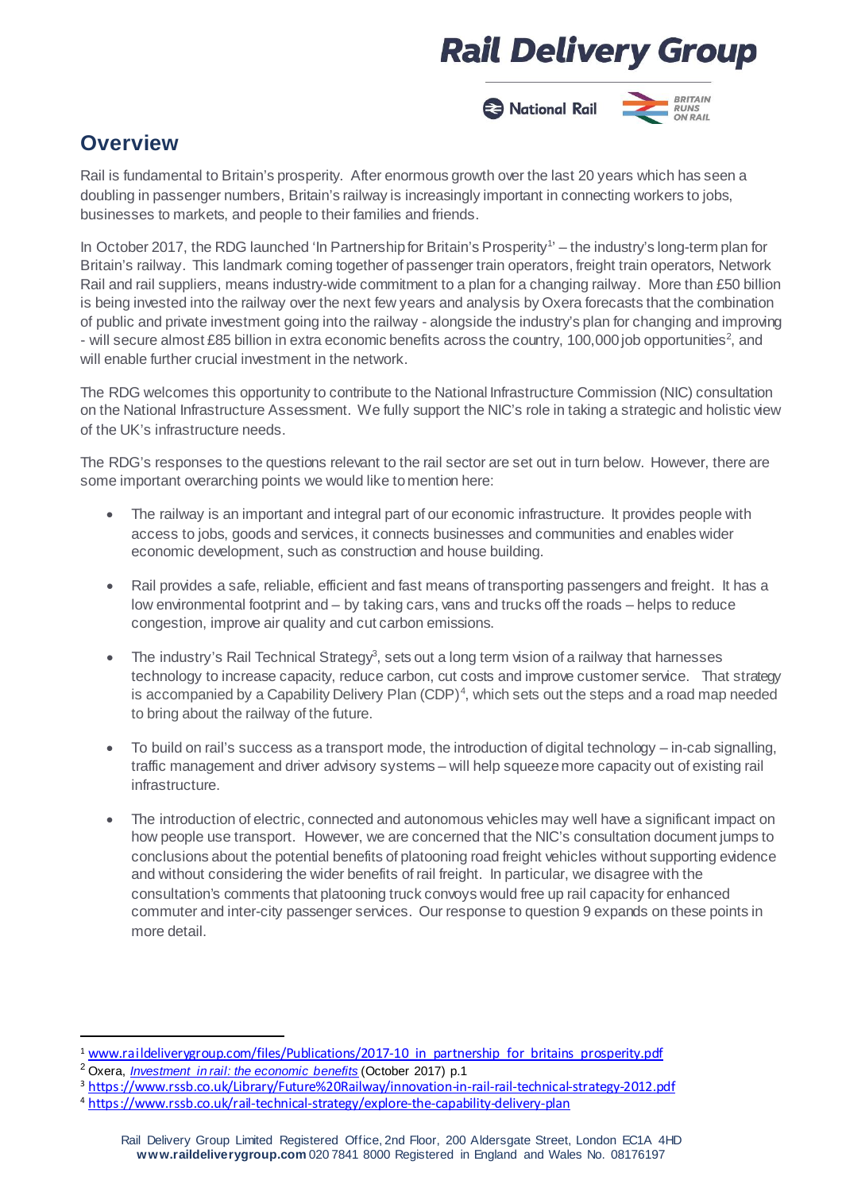## Overview

Rail is fundamental to Britain's prosperity. After enormous growth over the last 20 years which has seen a doubling in passenger numbers, Britain's railway is increasingly important in connecting workers to jobs, businesses to markets, and people to their families and friends.

In October 2017, the RDG launched 'In Partnership for Britain's Prosperity[1]' – the industry's long-term plan for Britain's railway. This landmark coming together of passenger train operators, freight train operators, Network Rail and rail suppliers, means industry-wide commitment to a plan for a changing railway. More than £50 billion is being invested into the railway over the next few years and analysis by Oxera forecasts that the combination of public and private investment going into the railway - alongside the industry's plan for changing and improving - will secure almost £85 billion in extra economic benefits across the country, 100,000 job opportunities[2], and will enable further crucial investment in the network.

The RDG welcomes this opportunity to contribute to the National Infrastructure Commission (NIC) consultation on the National Infrastructure Assessment. We fully support the NIC's role in taking a strategic and holistic view of the UK's infrastructure needs.

The RDG's responses to the questions relevant to the rail sector are set out in turn below. However, there are some important overarching points we would like to mention here:

- The railway is an important and integral part of our economic infrastructure. It provides people with access to jobs, goods and services, it connects businesses and communities and enables wider economic development, such as construction and house building.

- Rail provides a safe, reliable, efficient and fast means of transporting passengers and freight. It has a low environmental footprint and – by taking cars, vans and trucks off the roads – helps to reduce congestion, improve air quality and cut carbon emissions.

- The industry's Rail Technical Strategy[3], sets out a long term vision of a railway that harnesses technology to increase capacity, reduce carbon, cut costs and improve customer service. That strategy is accompanied by a Capability Delivery Plan (CDP)[4], which sets out the steps and a road map needed to bring about the railway of the future.

- To build on rail's success as a transport mode, the introduction of digital technology – in-cab signalling, traffic management and driver advisory systems – will help squeeze more capacity out of existing rail infrastructure.

- The introduction of electric, connected and autonomous vehicles may well have a significant impact on how people use transport. However, we are concerned that the NIC's consultation document jumps to conclusions about the potential benefits of platooning road freight vehicles without supporting evidence and without considering the wider benefits of rail freight. In particular, we disagree with the consultation's comments that platooning truck convoys would free up rail capacity for enhanced commuter and inter-city passenger services. Our response to question 9 expands on these points in more detail.

---

[1] www.raildeliverygroup.com/files/Publications/2017-10_in_partnership_for_britains_prosperity.pdf

[2] Oxera, *Investment in rail: the economic benefits* (October 2017) p.1

[3] https://www.rssb.co.uk/Library/Future%20Railway/innovation-in-rail-rail-technical-strategy-2012.pdf

[4] https://www.rssb.co.uk/rail-technical-strategy/explore-the-capability-delivery-plan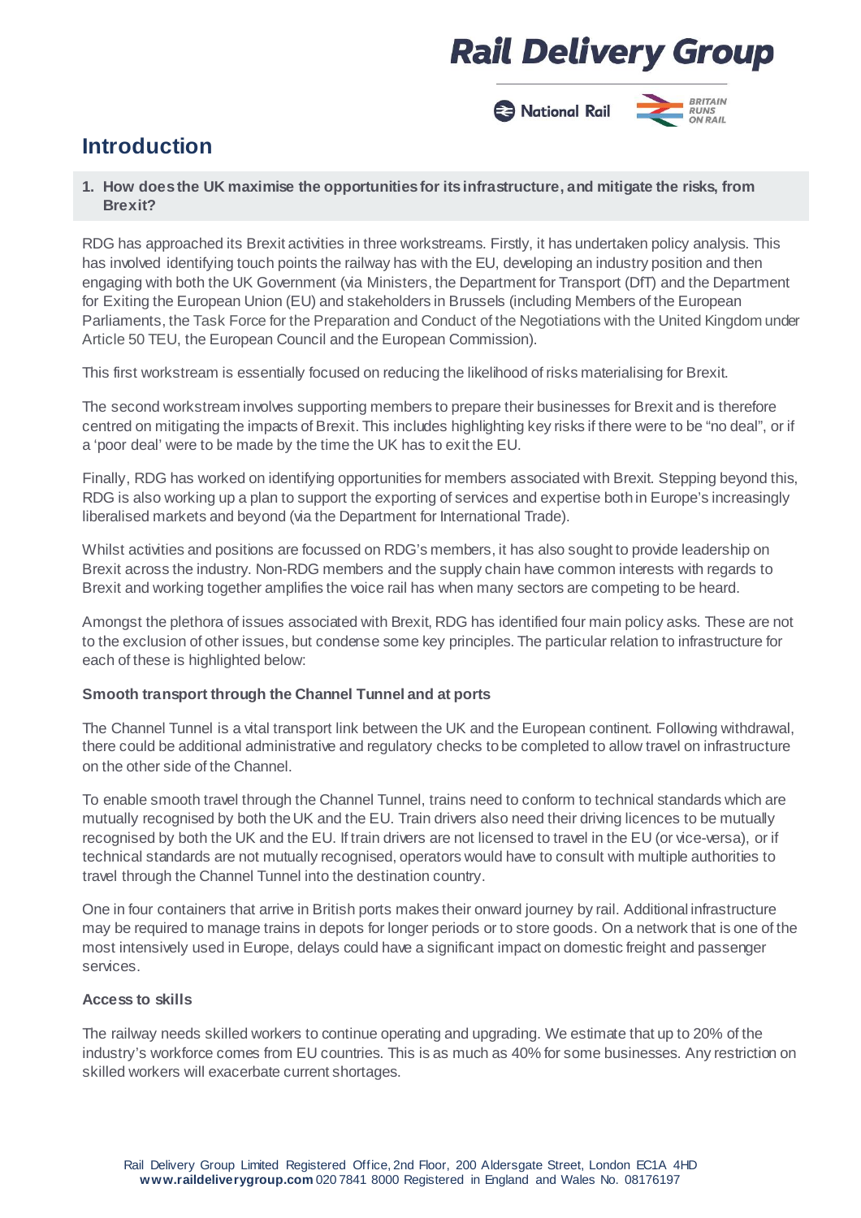## Introduction

**1. How does the UK maximise the opportunities for its infrastructure, and mitigate the risks, from Brexit?**

RDG has approached its Brexit activities in three workstreams. Firstly, it has undertaken policy analysis. This has involved identifying touch points the railway has with the EU, developing an industry position and then engaging with both the UK Government (via Ministers, the Department for Transport (DfT) and the Department for Exiting the European Union (EU) and stakeholders in Brussels (including Members of the European Parliaments, the Task Force for the Preparation and Conduct of the Negotiations with the United Kingdom under Article 50 TEU, the European Council and the European Commission).

This first workstream is essentially focused on reducing the likelihood of risks materialising for Brexit.

The second workstream involves supporting members to prepare their businesses for Brexit and is therefore centred on mitigating the impacts of Brexit. This includes highlighting key risks if there were to be "no deal", or if a 'poor deal' were to be made by the time the UK has to exit the EU.

Finally, RDG has worked on identifying opportunities for members associated with Brexit. Stepping beyond this, RDG is also working up a plan to support the exporting of services and expertise both in Europe's increasingly liberalised markets and beyond (via the Department for International Trade).

Whilst activities and positions are focussed on RDG's members, it has also sought to provide leadership on Brexit across the industry. Non-RDG members and the supply chain have common interests with regards to Brexit and working together amplifies the voice rail has when many sectors are competing to be heard.

Amongst the plethora of issues associated with Brexit, RDG has identified four main policy asks. These are not to the exclusion of other issues, but condense some key principles. The particular relation to infrastructure for each of these is highlighted below:

**Smooth transport through the Channel Tunnel and at ports**

The Channel Tunnel is a vital transport link between the UK and the European continent. Following withdrawal, there could be additional administrative and regulatory checks to be completed to allow travel on infrastructure on the other side of the Channel.

To enable smooth travel through the Channel Tunnel, trains need to conform to technical standards which are mutually recognised by both the UK and the EU. Train drivers also need their driving licences to be mutually recognised by both the UK and the EU. If train drivers are not licensed to travel in the EU (or vice-versa), or if technical standards are not mutually recognised, operators would have to consult with multiple authorities to travel through the Channel Tunnel into the destination country.

One in four containers that arrive in British ports makes their onward journey by rail. Additional infrastructure may be required to manage trains in depots for longer periods or to store goods. On a network that is one of the most intensively used in Europe, delays could have a significant impact on domestic freight and passenger services.

**Access to skills**

The railway needs skilled workers to continue operating and upgrading. We estimate that up to 20% of the industry's workforce comes from EU countries. This is as much as 40% for some businesses. Any restriction on skilled workers will exacerbate current shortages.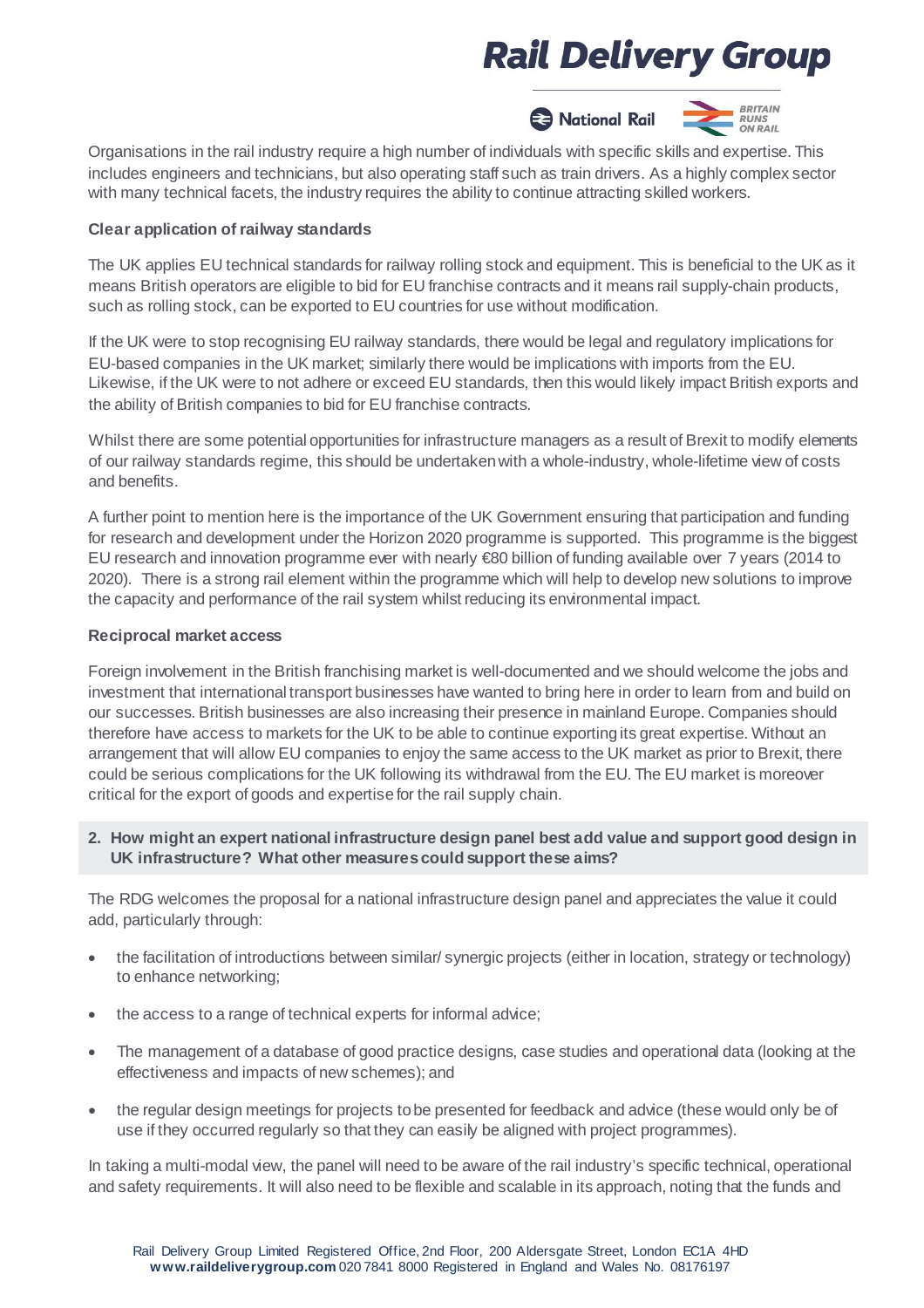Organisations in the rail industry require a high number of individuals with specific skills and expertise. This includes engineers and technicians, but also operating staff such as train drivers. As a highly complex sector with many technical facets, the industry requires the ability to continue attracting skilled workers.

**Clear application of railway standards**

The UK applies EU technical standards for railway rolling stock and equipment. This is beneficial to the UK as it means British operators are eligible to bid for EU franchise contracts and it means rail supply-chain products, such as rolling stock, can be exported to EU countries for use without modification.

If the UK were to stop recognising EU railway standards, there would be legal and regulatory implications for EU-based companies in the UK market; similarly there would be implications with imports from the EU. Likewise, if the UK were to not adhere or exceed EU standards, then this would likely impact British exports and the ability of British companies to bid for EU franchise contracts.

Whilst there are some potential opportunities for infrastructure managers as a result of Brexit to modify elements of our railway standards regime, this should be undertaken with a whole-industry, whole-lifetime view of costs and benefits.

A further point to mention here is the importance of the UK Government ensuring that participation and funding for research and development under the Horizon 2020 programme is supported. This programme is the biggest EU research and innovation programme ever with nearly €80 billion of funding available over 7 years (2014 to 2020). There is a strong rail element within the programme which will help to develop new solutions to improve the capacity and performance of the rail system whilst reducing its environmental impact.

**Reciprocal market access**

Foreign involvement in the British franchising market is well-documented and we should welcome the jobs and investment that international transport businesses have wanted to bring here in order to learn from and build on our successes. British businesses are also increasing their presence in mainland Europe. Companies should therefore have access to markets for the UK to be able to continue exporting its great expertise. Without an arrangement that will allow EU companies to enjoy the same access to the UK market as prior to Brexit, there could be serious complications for the UK following its withdrawal from the EU. The EU market is moreover critical for the export of goods and expertise for the rail supply chain.

**2. How might an expert national infrastructure design panel best add value and support good design in UK infrastructure? What other measures could support these aims?**

The RDG welcomes the proposal for a national infrastructure design panel and appreciates the value it could add, particularly through:

- the facilitation of introductions between similar/ synergic projects (either in location, strategy or technology) to enhance networking;
- the access to a range of technical experts for informal advice;
- The management of a database of good practice designs, case studies and operational data (looking at the effectiveness and impacts of new schemes); and
- the regular design meetings for projects to be presented for feedback and advice (these would only be of use if they occurred regularly so that they can easily be aligned with project programmes).

In taking a multi-modal view, the panel will need to be aware of the rail industry's specific technical, operational and safety requirements. It will also need to be flexible and scalable in its approach, noting that the funds and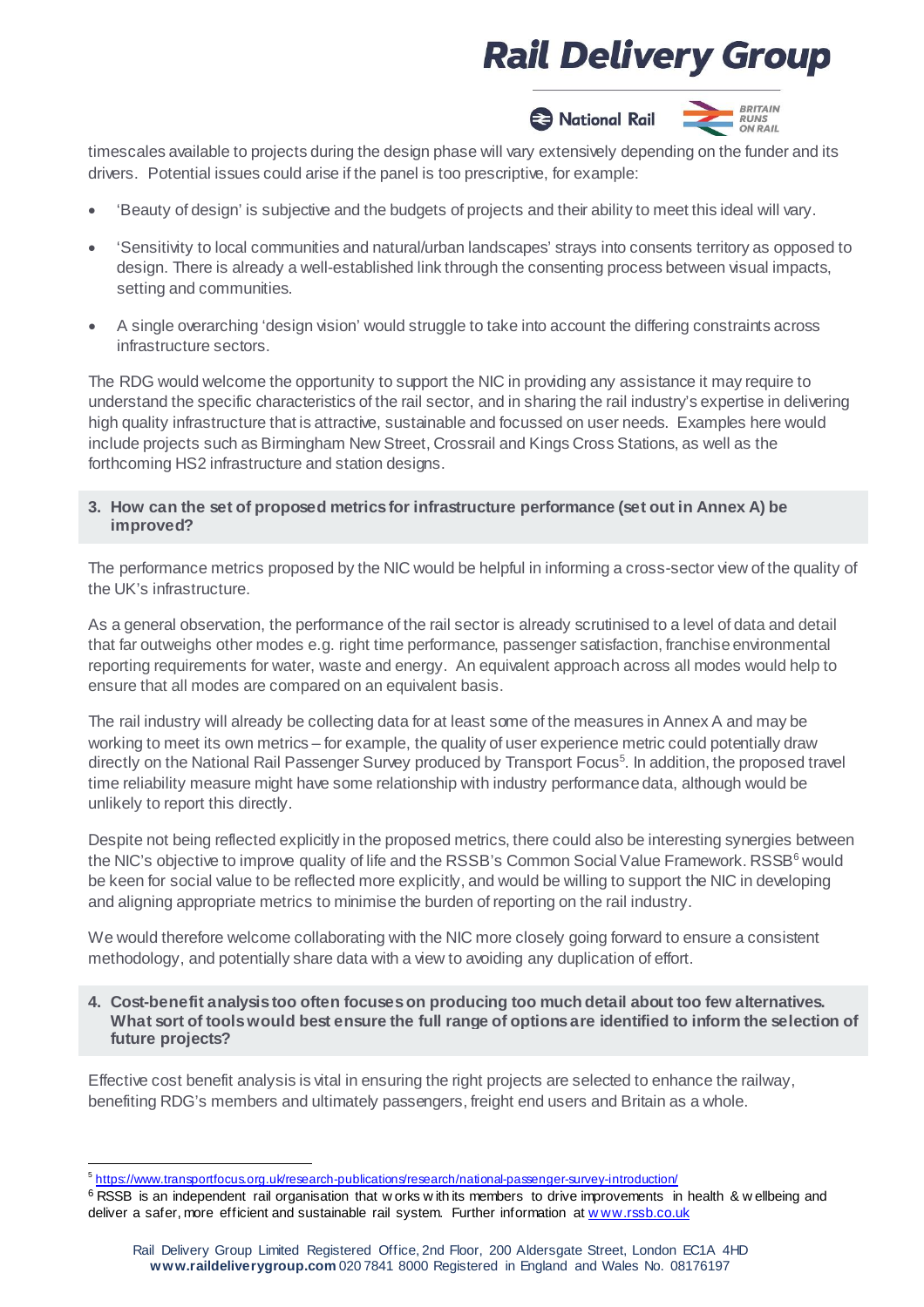timescales available to projects during the design phase will vary extensively depending on the funder and its drivers. Potential issues could arise if the panel is too prescriptive, for example:

- 'Beauty of design' is subjective and the budgets of projects and their ability to meet this ideal will vary.
- 'Sensitivity to local communities and natural/urban landscapes' strays into consents territory as opposed to design. There is already a well-established link through the consenting process between visual impacts, setting and communities.
- A single overarching 'design vision' would struggle to take into account the differing constraints across infrastructure sectors.

The RDG would welcome the opportunity to support the NIC in providing any assistance it may require to understand the specific characteristics of the rail sector, and in sharing the rail industry's expertise in delivering high quality infrastructure that is attractive, sustainable and focussed on user needs. Examples here would include projects such as Birmingham New Street, Crossrail and Kings Cross Stations, as well as the forthcoming HS2 infrastructure and station designs.

**3. How can the set of proposed metrics for infrastructure performance (set out in Annex A) be improved?**

The performance metrics proposed by the NIC would be helpful in informing a cross-sector view of the quality of the UK's infrastructure.

As a general observation, the performance of the rail sector is already scrutinised to a level of data and detail that far outweighs other modes e.g. right time performance, passenger satisfaction, franchise environmental reporting requirements for water, waste and energy. An equivalent approach across all modes would help to ensure that all modes are compared on an equivalent basis.

The rail industry will already be collecting data for at least some of the measures in Annex A and may be working to meet its own metrics – for example, the quality of user experience metric could potentially draw directly on the National Rail Passenger Survey produced by Transport Focus[5]. In addition, the proposed travel time reliability measure might have some relationship with industry performance data, although would be unlikely to report this directly.

Despite not being reflected explicitly in the proposed metrics, there could also be interesting synergies between the NIC's objective to improve quality of life and the RSSB's Common Social Value Framework. RSSB[6] would be keen for social value to be reflected more explicitly, and would be willing to support the NIC in developing and aligning appropriate metrics to minimise the burden of reporting on the rail industry.

We would therefore welcome collaborating with the NIC more closely going forward to ensure a consistent methodology, and potentially share data with a view to avoiding any duplication of effort.

**4. Cost-benefit analysis too often focuses on producing too much detail about too few alternatives. What sort of tools would best ensure the full range of options are identified to inform the selection of future projects?**

Effective cost benefit analysis is vital in ensuring the right projects are selected to enhance the railway, benefiting RDG's members and ultimately passengers, freight end users and Britain as a whole.

---

[5] https://www.transportfocus.org.uk/research-publications/research/national-passenger-survey-introduction/

[6] RSSB is an independent rail organisation that works with its members to drive improvements in health & wellbeing and deliver a safer, more efficient and sustainable rail system. Further information at www.rssb.co.uk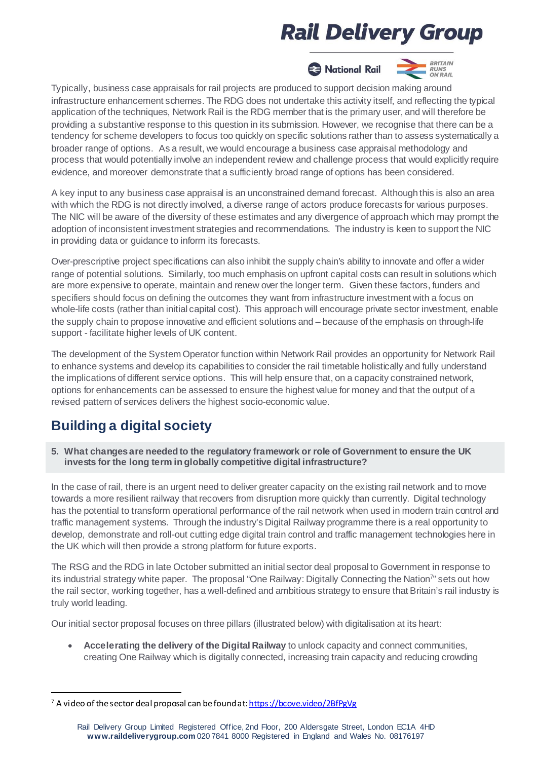Typically, business case appraisals for rail projects are produced to support decision making around infrastructure enhancement schemes. The RDG does not undertake this activity itself, and reflecting the typical application of the techniques, Network Rail is the RDG member that is the primary user, and will therefore be providing a substantive response to this question in its submission. However, we recognise that there can be a tendency for scheme developers to focus too quickly on specific solutions rather than to assess systematically a broader range of options. As a result, we would encourage a business case appraisal methodology and process that would potentially involve an independent review and challenge process that would explicitly require evidence, and moreover demonstrate that a sufficiently broad range of options has been considered.

A key input to any business case appraisal is an unconstrained demand forecast. Although this is also an area with which the RDG is not directly involved, a diverse range of actors produce forecasts for various purposes. The NIC will be aware of the diversity of these estimates and any divergence of approach which may prompt the adoption of inconsistent investment strategies and recommendations. The industry is keen to support the NIC in providing data or guidance to inform its forecasts.

Over-prescriptive project specifications can also inhibit the supply chain's ability to innovate and offer a wider range of potential solutions. Similarly, too much emphasis on upfront capital costs can result in solutions which are more expensive to operate, maintain and renew over the longer term. Given these factors, funders and specifiers should focus on defining the outcomes they want from infrastructure investment with a focus on whole-life costs (rather than initial capital cost). This approach will encourage private sector investment, enable the supply chain to propose innovative and efficient solutions and – because of the emphasis on through-life support - facilitate higher levels of UK content.

The development of the System Operator function within Network Rail provides an opportunity for Network Rail to enhance systems and develop its capabilities to consider the rail timetable holistically and fully understand the implications of different service options. This will help ensure that, on a capacity constrained network, options for enhancements can be assessed to ensure the highest value for money and that the output of a revised pattern of services delivers the highest socio-economic value.

## Building a digital society

**5. What changes are needed to the regulatory framework or role of Government to ensure the UK invests for the long term in globally competitive digital infrastructure?**

In the case of rail, there is an urgent need to deliver greater capacity on the existing rail network and to move towards a more resilient railway that recovers from disruption more quickly than currently. Digital technology has the potential to transform operational performance of the rail network when used in modern train control and traffic management systems. Through the industry's Digital Railway programme there is a real opportunity to develop, demonstrate and roll-out cutting edge digital train control and traffic management technologies here in the UK which will then provide a strong platform for future exports.

The RSG and the RDG in late October submitted an initial sector deal proposal to Government in response to its industrial strategy white paper. The proposal "One Railway: Digitally Connecting the Nation[7]" sets out how the rail sector, working together, has a well-defined and ambitious strategy to ensure that Britain's rail industry is truly world leading.

Our initial sector proposal focuses on three pillars (illustrated below) with digitalisation at its heart:

- **Accelerating the delivery of the Digital Railway** to unlock capacity and connect communities, creating One Railway which is digitally connected, increasing train capacity and reducing crowding

[7] A video of the sector deal proposal can be found at: https://bcove.video/2BfPgVg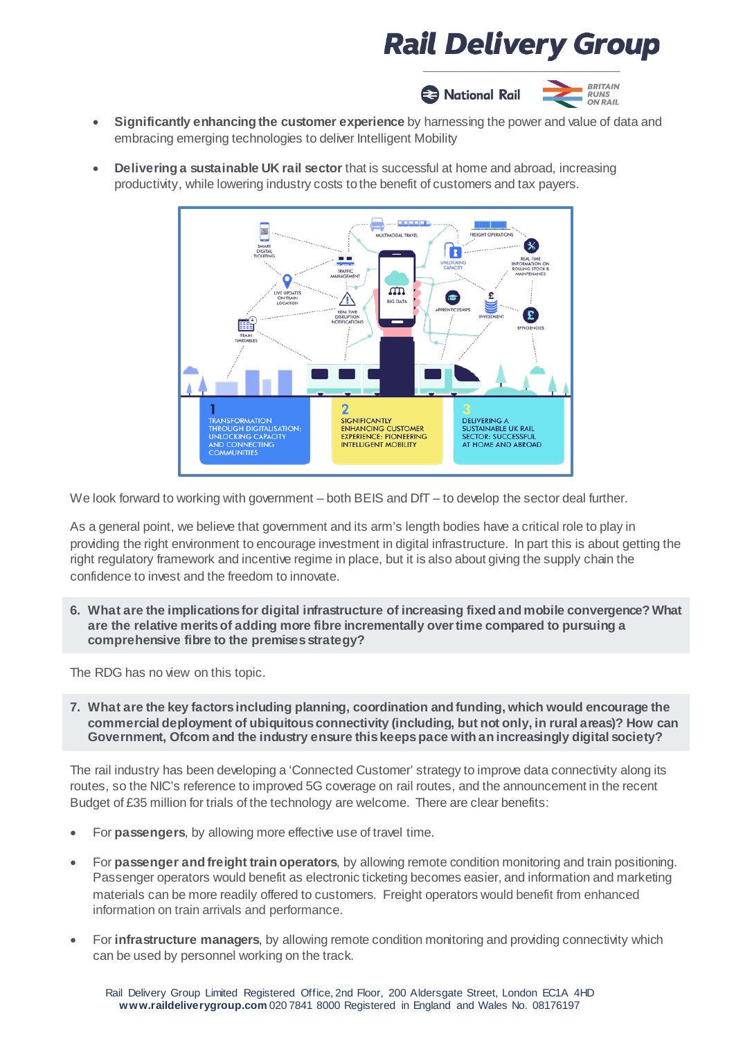- **Significantly enhancing the customer experience** by harnessing the power and value of data and embracing emerging technologies to deliver Intelligent Mobility

- **Delivering a sustainable UK rail sector** that is successful at home and abroad, increasing productivity, while lowering industry costs to the benefit of customers and tax payers.

We look forward to working with government – both BEIS and DfT – to develop the sector deal further.

As a general point, we believe that government and its arm's length bodies have a critical role to play in providing the right environment to encourage investment in digital infrastructure. In part this is about getting the right regulatory framework and incentive regime in place, but it is also about giving the supply chain the confidence to invest and the freedom to innovate.

**6. What are the implications for digital infrastructure of increasing fixed and mobile convergence? What are the relative merits of adding more fibre incrementally over time compared to pursuing a comprehensive fibre to the premises strategy?**

The RDG has no view on this topic.

**7. What are the key factors including planning, coordination and funding, which would encourage the commercial deployment of ubiquitous connectivity (including, but not only, in rural areas)? How can Government, Ofcom and the industry ensure this keeps pace with an increasingly digital society?**

The rail industry has been developing a 'Connected Customer' strategy to improve data connectivity along its routes, so the NIC's reference to improved 5G coverage on rail routes, and the announcement in the recent Budget of £35 million for trials of the technology are welcome. There are clear benefits:

- For **passengers**, by allowing more effective use of travel time.

- For **passenger and freight train operators**, by allowing remote condition monitoring and train positioning. Passenger operators would benefit as electronic ticketing becomes easier, and information and marketing materials can be more readily offered to customers. Freight operators would benefit from enhanced information on train arrivals and performance.

- For **infrastructure managers**, by allowing remote condition monitoring and providing connectivity which can be used by personnel working on the track.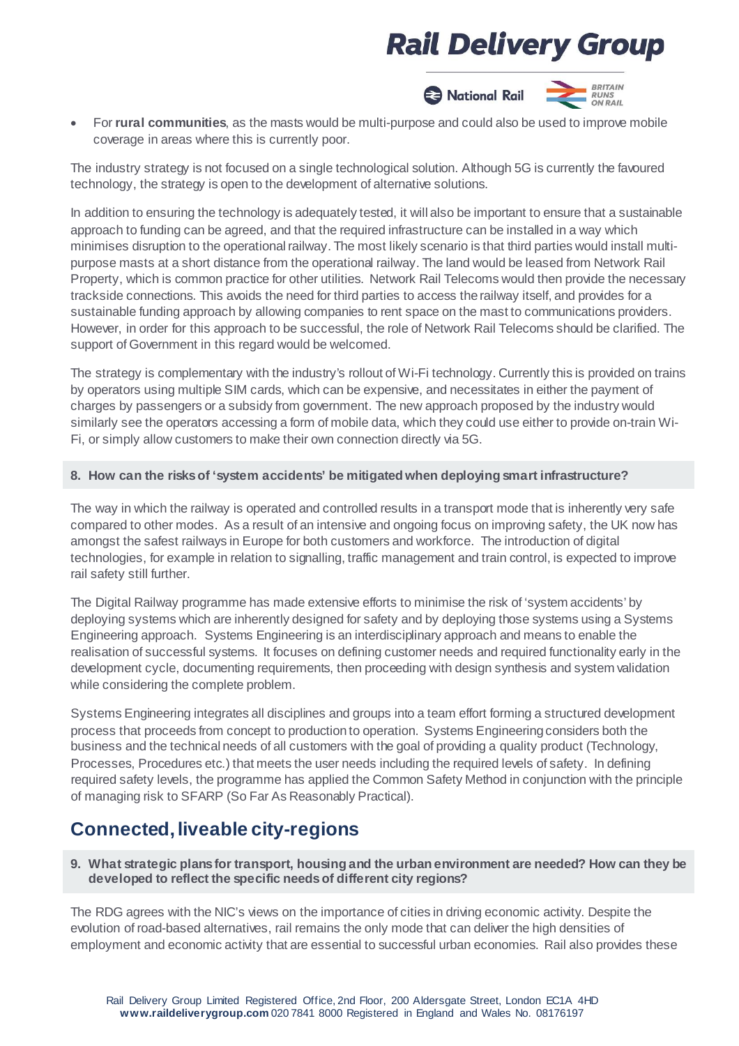- For **rural communities**, as the masts would be multi-purpose and could also be used to improve mobile coverage in areas where this is currently poor.

The industry strategy is not focused on a single technological solution. Although 5G is currently the favoured technology, the strategy is open to the development of alternative solutions.

In addition to ensuring the technology is adequately tested, it will also be important to ensure that a sustainable approach to funding can be agreed, and that the required infrastructure can be installed in a way which minimises disruption to the operational railway. The most likely scenario is that third parties would install multi-purpose masts at a short distance from the operational railway. The land would be leased from Network Rail Property, which is common practice for other utilities. Network Rail Telecoms would then provide the necessary trackside connections. This avoids the need for third parties to access the railway itself, and provides for a sustainable funding approach by allowing companies to rent space on the mast to communications providers. However, in order for this approach to be successful, the role of Network Rail Telecoms should be clarified. The support of Government in this regard would be welcomed.

The strategy is complementary with the industry's rollout of Wi-Fi technology. Currently this is provided on trains by operators using multiple SIM cards, which can be expensive, and necessitates in either the payment of charges by passengers or a subsidy from government. The new approach proposed by the industry would similarly see the operators accessing a form of mobile data, which they could use either to provide on-train Wi-Fi, or simply allow customers to make their own connection directly via 5G.

**8. How can the risks of 'system accidents' be mitigated when deploying smart infrastructure?**

The way in which the railway is operated and controlled results in a transport mode that is inherently very safe compared to other modes. As a result of an intensive and ongoing focus on improving safety, the UK now has amongst the safest railways in Europe for both customers and workforce. The introduction of digital technologies, for example in relation to signalling, traffic management and train control, is expected to improve rail safety still further.

The Digital Railway programme has made extensive efforts to minimise the risk of 'system accidents' by deploying systems which are inherently designed for safety and by deploying those systems using a Systems Engineering approach. Systems Engineering is an interdisciplinary approach and means to enable the realisation of successful systems. It focuses on defining customer needs and required functionality early in the development cycle, documenting requirements, then proceeding with design synthesis and system validation while considering the complete problem.

Systems Engineering integrates all disciplines and groups into a team effort forming a structured development process that proceeds from concept to production to operation. Systems Engineering considers both the business and the technical needs of all customers with the goal of providing a quality product (Technology, Processes, Procedures etc.) that meets the user needs including the required levels of safety. In defining required safety levels, the programme has applied the Common Safety Method in conjunction with the principle of managing risk to SFARP (So Far As Reasonably Practical).

## Connected, liveable city-regions

**9. What strategic plans for transport, housing and the urban environment are needed? How can they be developed to reflect the specific needs of different city regions?**

The RDG agrees with the NIC's views on the importance of cities in driving economic activity. Despite the evolution of road-based alternatives, rail remains the only mode that can deliver the high densities of employment and economic activity that are essential to successful urban economies. Rail also provides these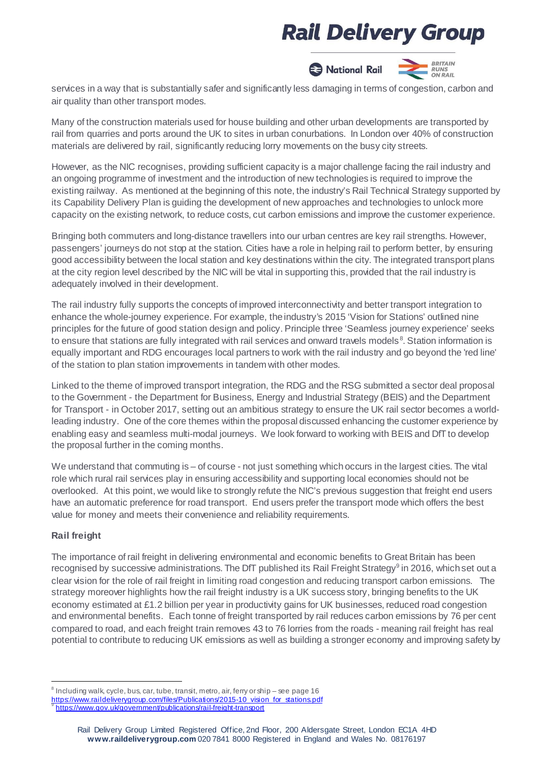services in a way that is substantially safer and significantly less damaging in terms of congestion, carbon and air quality than other transport modes.

Many of the construction materials used for house building and other urban developments are transported by rail from quarries and ports around the UK to sites in urban conurbations. In London over 40% of construction materials are delivered by rail, significantly reducing lorry movements on the busy city streets.

However, as the NIC recognises, providing sufficient capacity is a major challenge facing the rail industry and an ongoing programme of investment and the introduction of new technologies is required to improve the existing railway. As mentioned at the beginning of this note, the industry's Rail Technical Strategy supported by its Capability Delivery Plan is guiding the development of new approaches and technologies to unlock more capacity on the existing network, to reduce costs, cut carbon emissions and improve the customer experience.

Bringing both commuters and long-distance travellers into our urban centres are key rail strengths. However, passengers' journeys do not stop at the station. Cities have a role in helping rail to perform better, by ensuring good accessibility between the local station and key destinations within the city. The integrated transport plans at the city region level described by the NIC will be vital in supporting this, provided that the rail industry is adequately involved in their development.

The rail industry fully supports the concepts of improved interconnectivity and better transport integration to enhance the whole-journey experience. For example, the industry's 2015 'Vision for Stations' outlined nine principles for the future of good station design and policy. Principle three 'Seamless journey experience' seeks to ensure that stations are fully integrated with rail services and onward travels models[8]. Station information is equally important and RDG encourages local partners to work with the rail industry and go beyond the 'red line' of the station to plan station improvements in tandem with other modes.

Linked to the theme of improved transport integration, the RDG and the RSG submitted a sector deal proposal to the Government - the Department for Business, Energy and Industrial Strategy (BEIS) and the Department for Transport - in October 2017, setting out an ambitious strategy to ensure the UK rail sector becomes a world-leading industry. One of the core themes within the proposal discussed enhancing the customer experience by enabling easy and seamless multi-modal journeys. We look forward to working with BEIS and DfT to develop the proposal further in the coming months.

We understand that commuting is – of course - not just something which occurs in the largest cities. The vital role which rural rail services play in ensuring accessibility and supporting local economies should not be overlooked. At this point, we would like to strongly refute the NIC's previous suggestion that freight end users have an automatic preference for road transport. End users prefer the transport mode which offers the best value for money and meets their convenience and reliability requirements.

**Rail freight**

The importance of rail freight in delivering environmental and economic benefits to Great Britain has been recognised by successive administrations. The DfT published its Rail Freight Strategy[9] in 2016, which set out a clear vision for the role of rail freight in limiting road congestion and reducing transport carbon emissions. The strategy moreover highlights how the rail freight industry is a UK success story, bringing benefits to the UK economy estimated at £1.2 billion per year in productivity gains for UK businesses, reduced road congestion and environmental benefits. Each tonne of freight transported by rail reduces carbon emissions by 76 per cent compared to road, and each freight train removes 43 to 76 lorries from the roads - meaning rail freight has real potential to contribute to reducing UK emissions as well as building a stronger economy and improving safety by

---

[8] Including walk, cycle, bus, car, tube, transit, metro, air, ferry or ship – see page 16 https://www.raildeliverygroup.com/files/Publications/2015-10_vision_for_stations.pdf

[9] https://www.gov.uk/government/publications/rail-freight-transport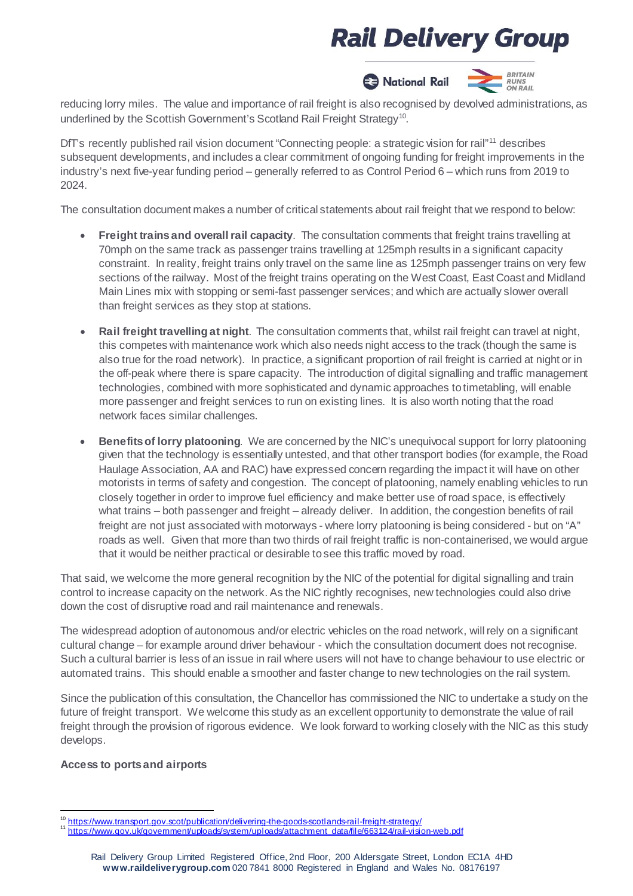reducing lorry miles. The value and importance of rail freight is also recognised by devolved administrations, as underlined by the Scottish Government's Scotland Rail Freight Strategy[10].

DfT's recently published rail vision document "Connecting people: a strategic vision for rail"[11] describes subsequent developments, and includes a clear commitment of ongoing funding for freight improvements in the industry's next five-year funding period – generally referred to as Control Period 6 – which runs from 2019 to 2024.

The consultation document makes a number of critical statements about rail freight that we respond to below:

- **Freight trains and overall rail capacity**. The consultation comments that freight trains travelling at 70mph on the same track as passenger trains travelling at 125mph results in a significant capacity constraint. In reality, freight trains only travel on the same line as 125mph passenger trains on very few sections of the railway. Most of the freight trains operating on the West Coast, East Coast and Midland Main Lines mix with stopping or semi-fast passenger services; and which are actually slower overall than freight services as they stop at stations.

- **Rail freight travelling at night**. The consultation comments that, whilst rail freight can travel at night, this competes with maintenance work which also needs night access to the track (though the same is also true for the road network). In practice, a significant proportion of rail freight is carried at night or in the off-peak where there is spare capacity. The introduction of digital signalling and traffic management technologies, combined with more sophisticated and dynamic approaches to timetabling, will enable more passenger and freight services to run on existing lines. It is also worth noting that the road network faces similar challenges.

- **Benefits of lorry platooning**. We are concerned by the NIC's unequivocal support for lorry platooning given that the technology is essentially untested, and that other transport bodies (for example, the Road Haulage Association, AA and RAC) have expressed concern regarding the impact it will have on other motorists in terms of safety and congestion. The concept of platooning, namely enabling vehicles to run closely together in order to improve fuel efficiency and make better use of road space, is effectively what trains – both passenger and freight – already deliver. In addition, the congestion benefits of rail freight are not just associated with motorways - where lorry platooning is being considered - but on "A" roads as well. Given that more than two thirds of rail freight traffic is non-containerised, we would argue that it would be neither practical or desirable to see this traffic moved by road.

That said, we welcome the more general recognition by the NIC of the potential for digital signalling and train control to increase capacity on the network. As the NIC rightly recognises, new technologies could also drive down the cost of disruptive road and rail maintenance and renewals.

The widespread adoption of autonomous and/or electric vehicles on the road network, will rely on a significant cultural change – for example around driver behaviour - which the consultation document does not recognise. Such a cultural barrier is less of an issue in rail where users will not have to change behaviour to use electric or automated trains. This should enable a smoother and faster change to new technologies on the rail system.

Since the publication of this consultation, the Chancellor has commissioned the NIC to undertake a study on the future of freight transport. We welcome this study as an excellent opportunity to demonstrate the value of rail freight through the provision of rigorous evidence. We look forward to working closely with the NIC as this study develops.

**Access to ports and airports**

[10] https://www.transport.gov.scot/publication/delivering-the-goods-scotlands-rail-freight-strategy/

[11] https://www.gov.uk/government/uploads/system/uploads/attachment_data/file/663124/rail-vision-web.pdf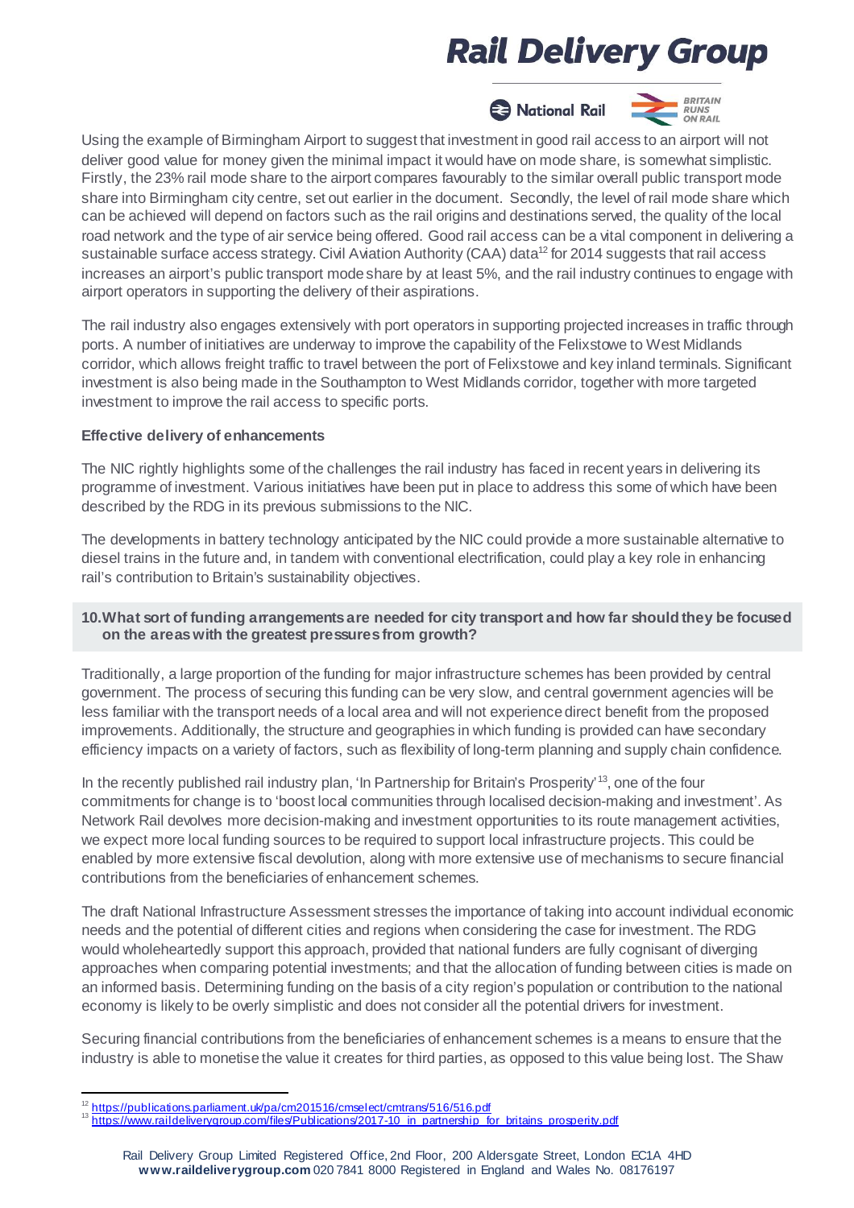Using the example of Birmingham Airport to suggest that investment in good rail access to an airport will not deliver good value for money given the minimal impact it would have on mode share, is somewhat simplistic. Firstly, the 23% rail mode share to the airport compares favourably to the similar overall public transport mode share into Birmingham city centre, set out earlier in the document. Secondly, the level of rail mode share which can be achieved will depend on factors such as the rail origins and destinations served, the quality of the local road network and the type of air service being offered. Good rail access can be a vital component in delivering a sustainable surface access strategy. Civil Aviation Authority (CAA) data[12] for 2014 suggests that rail access increases an airport's public transport mode share by at least 5%, and the rail industry continues to engage with airport operators in supporting the delivery of their aspirations.

The rail industry also engages extensively with port operators in supporting projected increases in traffic through ports. A number of initiatives are underway to improve the capability of the Felixstowe to West Midlands corridor, which allows freight traffic to travel between the port of Felixstowe and key inland terminals. Significant investment is also being made in the Southampton to West Midlands corridor, together with more targeted investment to improve the rail access to specific ports.

**Effective delivery of enhancements**

The NIC rightly highlights some of the challenges the rail industry has faced in recent years in delivering its programme of investment. Various initiatives have been put in place to address this some of which have been described by the RDG in its previous submissions to the NIC.

The developments in battery technology anticipated by the NIC could provide a more sustainable alternative to diesel trains in the future and, in tandem with conventional electrification, could play a key role in enhancing rail's contribution to Britain's sustainability objectives.

**10. What sort of funding arrangements are needed for city transport and how far should they be focused on the areas with the greatest pressures from growth?**

Traditionally, a large proportion of the funding for major infrastructure schemes has been provided by central government. The process of securing this funding can be very slow, and central government agencies will be less familiar with the transport needs of a local area and will not experience direct benefit from the proposed improvements. Additionally, the structure and geographies in which funding is provided can have secondary efficiency impacts on a variety of factors, such as flexibility of long-term planning and supply chain confidence.

In the recently published rail industry plan, 'In Partnership for Britain's Prosperity'[13], one of the four commitments for change is to 'boost local communities through localised decision-making and investment'. As Network Rail devolves more decision-making and investment opportunities to its route management activities, we expect more local funding sources to be required to support local infrastructure projects. This could be enabled by more extensive fiscal devolution, along with more extensive use of mechanisms to secure financial contributions from the beneficiaries of enhancement schemes.

The draft National Infrastructure Assessment stresses the importance of taking into account individual economic needs and the potential of different cities and regions when considering the case for investment. The RDG would wholeheartedly support this approach, provided that national funders are fully cognisant of diverging approaches when comparing potential investments; and that the allocation of funding between cities is made on an informed basis. Determining funding on the basis of a city region's population or contribution to the national economy is likely to be overly simplistic and does not consider all the potential drivers for investment.

Securing financial contributions from the beneficiaries of enhancement schemes is a means to ensure that the industry is able to monetise the value it creates for third parties, as opposed to this value being lost. The Shaw

[12] https://publications.parliament.uk/pa/cm201516/cmselect/cmtrans/516/516.pdf
[13] https://www.raildeliverygroup.com/files/Publications/2017-10_in_partnership_for_britains_prosperity.pdf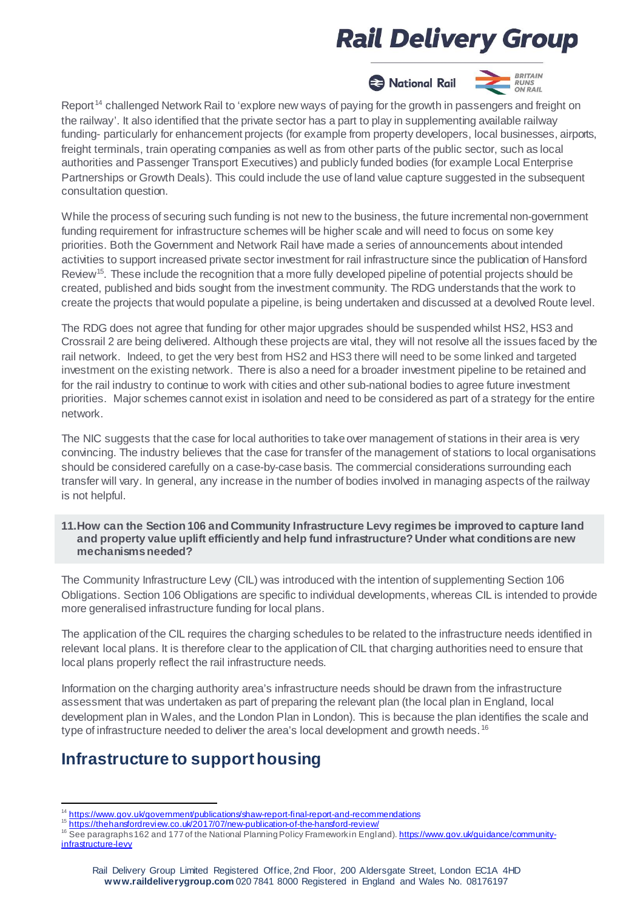Report[14] challenged Network Rail to 'explore new ways of paying for the growth in passengers and freight on the railway'. It also identified that the private sector has a part to play in supplementing available railway funding- particularly for enhancement projects (for example from property developers, local businesses, airports, freight terminals, train operating companies as well as from other parts of the public sector, such as local authorities and Passenger Transport Executives) and publicly funded bodies (for example Local Enterprise Partnerships or Growth Deals). This could include the use of land value capture suggested in the subsequent consultation question.

While the process of securing such funding is not new to the business, the future incremental non-government funding requirement for infrastructure schemes will be higher scale and will need to focus on some key priorities. Both the Government and Network Rail have made a series of announcements about intended activities to support increased private sector investment for rail infrastructure since the publication of Hansford Review[15]. These include the recognition that a more fully developed pipeline of potential projects should be created, published and bids sought from the investment community. The RDG understands that the work to create the projects that would populate a pipeline, is being undertaken and discussed at a devolved Route level.

The RDG does not agree that funding for other major upgrades should be suspended whilst HS2, HS3 and Crossrail 2 are being delivered. Although these projects are vital, they will not resolve all the issues faced by the rail network. Indeed, to get the very best from HS2 and HS3 there will need to be some linked and targeted investment on the existing network. There is also a need for a broader investment pipeline to be retained and for the rail industry to continue to work with cities and other sub-national bodies to agree future investment priorities. Major schemes cannot exist in isolation and need to be considered as part of a strategy for the entire network.

The NIC suggests that the case for local authorities to take over management of stations in their area is very convincing. The industry believes that the case for transfer of the management of stations to local organisations should be considered carefully on a case-by-case basis. The commercial considerations surrounding each transfer will vary. In general, any increase in the number of bodies involved in managing aspects of the railway is not helpful.

**11. How can the Section 106 and Community Infrastructure Levy regimes be improved to capture land and property value uplift efficiently and help fund infrastructure? Under what conditions are new mechanisms needed?**

The Community Infrastructure Levy (CIL) was introduced with the intention of supplementing Section 106 Obligations. Section 106 Obligations are specific to individual developments, whereas CIL is intended to provide more generalised infrastructure funding for local plans.

The application of the CIL requires the charging schedules to be related to the infrastructure needs identified in relevant local plans. It is therefore clear to the application of CIL that charging authorities need to ensure that local plans properly reflect the rail infrastructure needs.

Information on the charging authority area's infrastructure needs should be drawn from the infrastructure assessment that was undertaken as part of preparing the relevant plan (the local plan in England, local development plan in Wales, and the London Plan in London). This is because the plan identifies the scale and type of infrastructure needed to deliver the area's local development and growth needs.[16]

## Infrastructure to support housing

[14] https://www.gov.uk/government/publications/shaw-report-final-report-and-recommendations

[15] https://thehansfordreview.co.uk/2017/07/new-publication-of-the-hansford-review/

[16] See paragraphs 162 and 177 of the National Planning Policy Framework in England. https://www.gov.uk/guidance/community-infrastructure-levy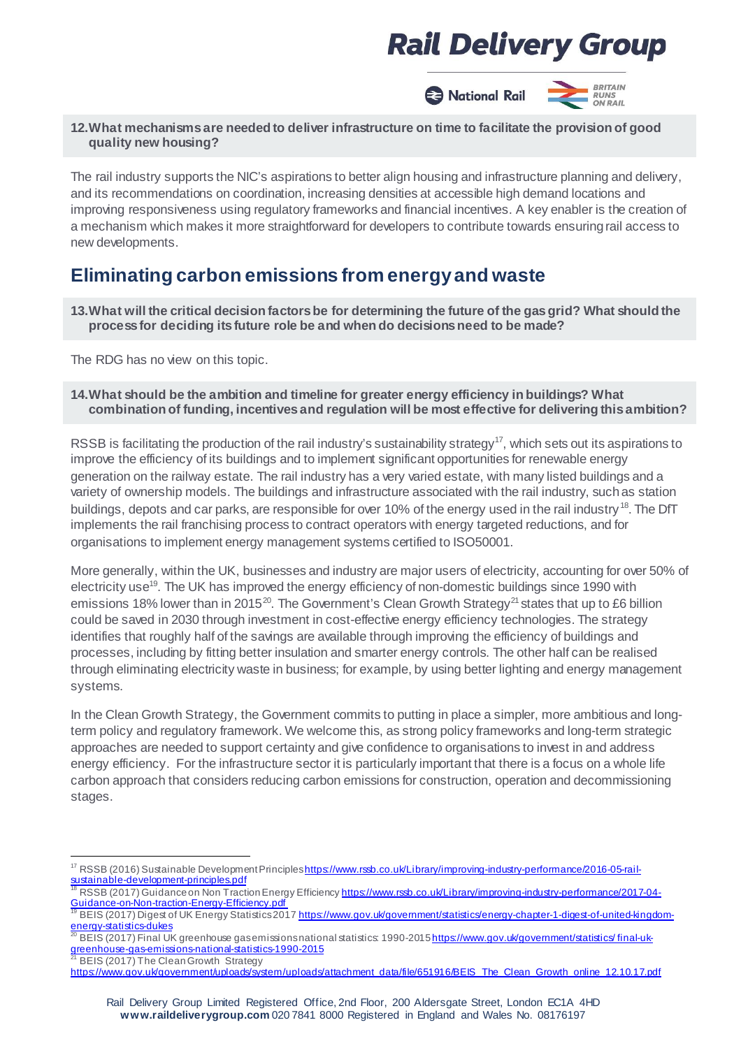**12. What mechanisms are needed to deliver infrastructure on time to facilitate the provision of good quality new housing?**

The rail industry supports the NIC's aspirations to better align housing and infrastructure planning and delivery, and its recommendations on coordination, increasing densities at accessible high demand locations and improving responsiveness using regulatory frameworks and financial incentives. A key enabler is the creation of a mechanism which makes it more straightforward for developers to contribute towards ensuring rail access to new developments.

## Eliminating carbon emissions from energy and waste

**13. What will the critical decision factors be for determining the future of the gas grid? What should the process for deciding its future role be and when do decisions need to be made?**

The RDG has no view on this topic.

**14. What should be the ambition and timeline for greater energy efficiency in buildings? What combination of funding, incentives and regulation will be most effective for delivering this ambition?**

RSSB is facilitating the production of the rail industry's sustainability strategy[17], which sets out its aspirations to improve the efficiency of its buildings and to implement significant opportunities for renewable energy generation on the railway estate. The rail industry has a very varied estate, with many listed buildings and a variety of ownership models. The buildings and infrastructure associated with the rail industry, such as station buildings, depots and car parks, are responsible for over 10% of the energy used in the rail industry[18]. The DfT implements the rail franchising process to contract operators with energy targeted reductions, and for organisations to implement energy management systems certified to ISO50001.

More generally, within the UK, businesses and industry are major users of electricity, accounting for over 50% of electricity use[19]. The UK has improved the energy efficiency of non-domestic buildings since 1990 with emissions 18% lower than in 2015[20]. The Government's Clean Growth Strategy[21] states that up to £6 billion could be saved in 2030 through investment in cost-effective energy efficiency technologies. The strategy identifies that roughly half of the savings are available through improving the efficiency of buildings and processes, including by fitting better insulation and smarter energy controls. The other half can be realised through eliminating electricity waste in business; for example, by using better lighting and energy management systems.

In the Clean Growth Strategy, the Government commits to putting in place a simpler, more ambitious and long-term policy and regulatory framework. We welcome this, as strong policy frameworks and long-term strategic approaches are needed to support certainty and give confidence to organisations to invest in and address energy efficiency. For the infrastructure sector it is particularly important that there is a focus on a whole life carbon approach that considers reducing carbon emissions for construction, operation and decommissioning stages.

---

[17] RSSB (2016) Sustainable Development Principles https://www.rssb.co.uk/Library/improving-industry-performance/2016-05-rail-sustainable-development-principles.pdf

[18] RSSB (2017) Guidance on Non Traction Energy Efficiency https://www.rssb.co.uk/Library/improving-industry-performance/2017-04-Guidance-on-Non-traction-Energy-Efficiency.pdf

[19] BEIS (2017) Digest of UK Energy Statistics 2017 https://www.gov.uk/government/statistics/energy-chapter-1-digest-of-united-kingdom-energy-statistics-dukes

[20] BEIS (2017) Final UK greenhouse gas emissions national statistics: 1990-2015 https://www.gov.uk/government/statistics/final-uk-greenhouse-gas-emissions-national-statistics-1990-2015

[21] BEIS (2017) The Clean Growth Strategy https://www.gov.uk/government/uploads/system/uploads/attachment_data/file/651916/BEIS_The_Clean_Growth_online_12.10.17.pdf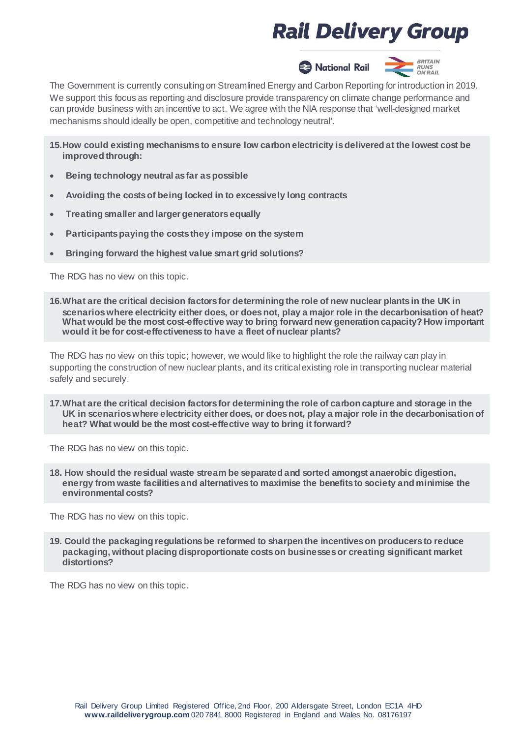The Government is currently consulting on Streamlined Energy and Carbon Reporting for introduction in 2019. We support this focus as reporting and disclosure provide transparency on climate change performance and can provide business with an incentive to act. We agree with the NIA response that 'well-designed market mechanisms should ideally be open, competitive and technology neutral'.

**15. How could existing mechanisms to ensure low carbon electricity is delivered at the lowest cost be improved through:**

- **Being technology neutral as far as possible**
- **Avoiding the costs of being locked in to excessively long contracts**
- **Treating smaller and larger generators equally**
- **Participants paying the costs they impose on the system**
- **Bringing forward the highest value smart grid solutions?**

The RDG has no view on this topic.

**16. What are the critical decision factors for determining the role of new nuclear plants in the UK in scenarios where electricity either does, or does not, play a major role in the decarbonisation of heat? What would be the most cost-effective way to bring forward new generation capacity? How important would it be for cost-effectiveness to have a fleet of nuclear plants?**

The RDG has no view on this topic; however, we would like to highlight the role the railway can play in supporting the construction of new nuclear plants, and its critical existing role in transporting nuclear material safely and securely.

**17. What are the critical decision factors for determining the role of carbon capture and storage in the UK in scenarios where electricity either does, or does not, play a major role in the decarbonisation of heat? What would be the most cost-effective way to bring it forward?**

The RDG has no view on this topic.

**18. How should the residual waste stream be separated and sorted amongst anaerobic digestion, energy from waste facilities and alternatives to maximise the benefits to society and minimise the environmental costs?**

The RDG has no view on this topic.

**19. Could the packaging regulations be reformed to sharpen the incentives on producers to reduce packaging, without placing disproportionate costs on businesses or creating significant market distortions?**

The RDG has no view on this topic.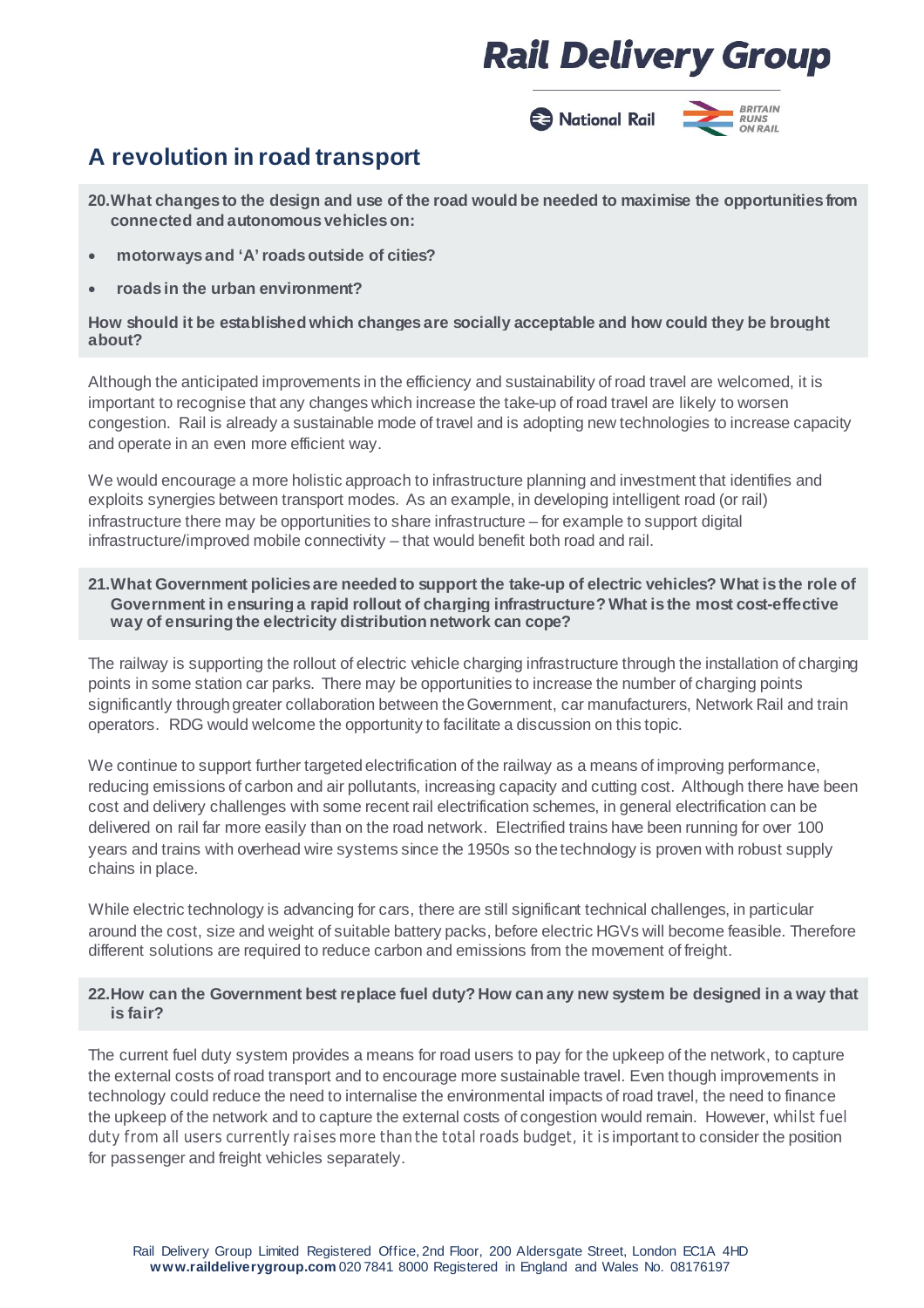## A revolution in road transport

**20. What changes to the design and use of the road would be needed to maximise the opportunities from connected and autonomous vehicles on:**

- **motorways and 'A' roads outside of cities?**
- **roads in the urban environment?**

**How should it be established which changes are socially acceptable and how could they be brought about?**

Although the anticipated improvements in the efficiency and sustainability of road travel are welcomed, it is important to recognise that any changes which increase the take-up of road travel are likely to worsen congestion. Rail is already a sustainable mode of travel and is adopting new technologies to increase capacity and operate in an even more efficient way.

We would encourage a more holistic approach to infrastructure planning and investment that identifies and exploits synergies between transport modes. As an example, in developing intelligent road (or rail) infrastructure there may be opportunities to share infrastructure – for example to support digital infrastructure/improved mobile connectivity – that would benefit both road and rail.

**21. What Government policies are needed to support the take-up of electric vehicles? What is the role of Government in ensuring a rapid rollout of charging infrastructure? What is the most cost-effective way of ensuring the electricity distribution network can cope?**

The railway is supporting the rollout of electric vehicle charging infrastructure through the installation of charging points in some station car parks. There may be opportunities to increase the number of charging points significantly through greater collaboration between the Government, car manufacturers, Network Rail and train operators. RDG would welcome the opportunity to facilitate a discussion on this topic.

We continue to support further targeted electrification of the railway as a means of improving performance, reducing emissions of carbon and air pollutants, increasing capacity and cutting cost. Although there have been cost and delivery challenges with some recent rail electrification schemes, in general electrification can be delivered on rail far more easily than on the road network. Electrified trains have been running for over 100 years and trains with overhead wire systems since the 1950s so the technology is proven with robust supply chains in place.

While electric technology is advancing for cars, there are still significant technical challenges, in particular around the cost, size and weight of suitable battery packs, before electric HGVs will become feasible. Therefore different solutions are required to reduce carbon and emissions from the movement of freight.

**22. How can the Government best replace fuel duty? How can any new system be designed in a way that is fair?**

The current fuel duty system provides a means for road users to pay for the upkeep of the network, to capture the external costs of road transport and to encourage more sustainable travel. Even though improvements in technology could reduce the need to internalise the environmental impacts of road travel, the need to finance the upkeep of the network and to capture the external costs of congestion would remain. However, whilst fuel duty from all users currently raises more than the total roads budget, it is important to consider the position for passenger and freight vehicles separately.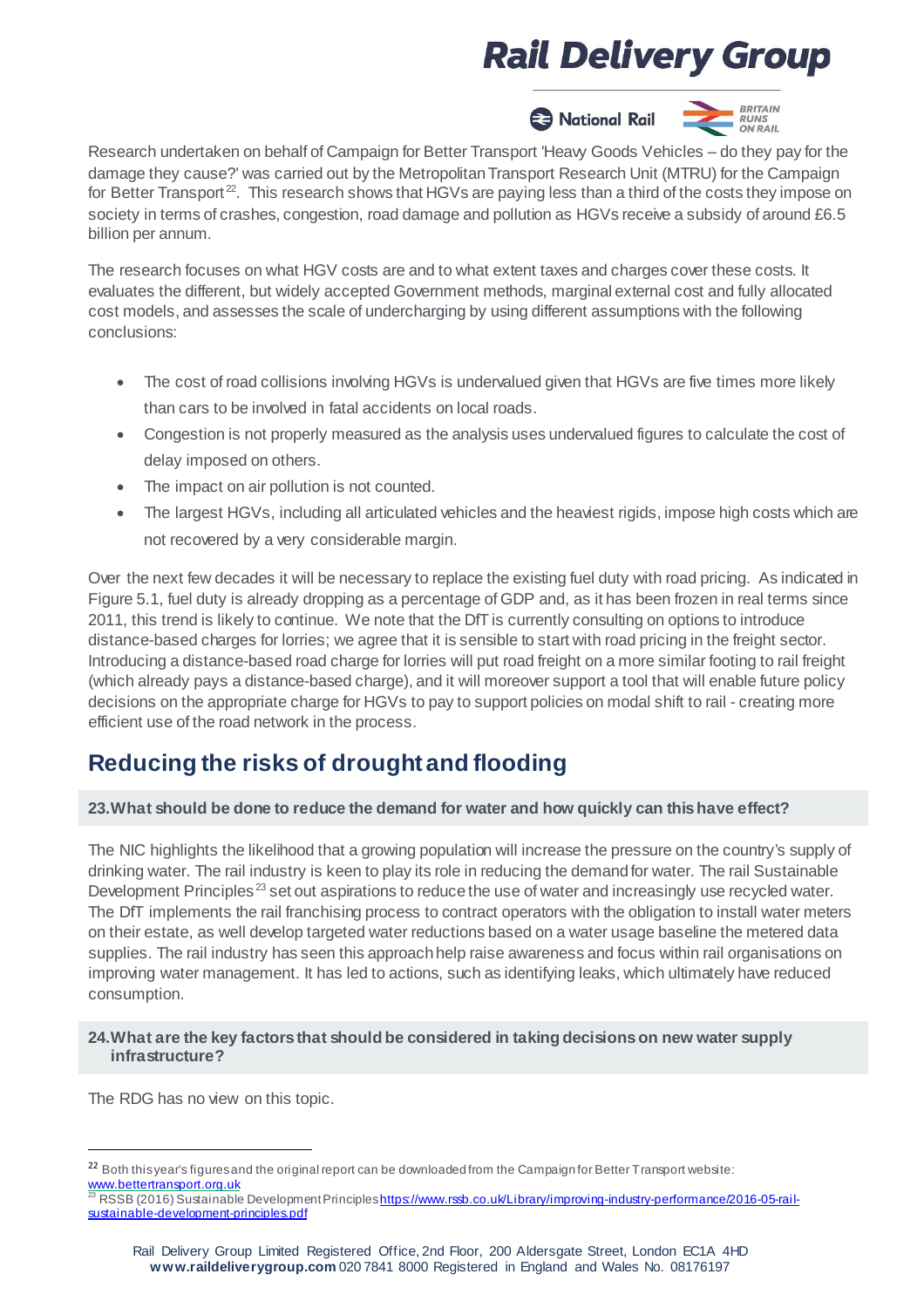Research undertaken on behalf of Campaign for Better Transport 'Heavy Goods Vehicles – do they pay for the damage they cause?' was carried out by the Metropolitan Transport Research Unit (MTRU) for the Campaign for Better Transport[22]. This research shows that HGVs are paying less than a third of the costs they impose on society in terms of crashes, congestion, road damage and pollution as HGVs receive a subsidy of around £6.5 billion per annum.

The research focuses on what HGV costs are and to what extent taxes and charges cover these costs. It evaluates the different, but widely accepted Government methods, marginal external cost and fully allocated cost models, and assesses the scale of undercharging by using different assumptions with the following conclusions:

- The cost of road collisions involving HGVs is undervalued given that HGVs are five times more likely than cars to be involved in fatal accidents on local roads.
- Congestion is not properly measured as the analysis uses undervalued figures to calculate the cost of delay imposed on others.
- The impact on air pollution is not counted.
- The largest HGVs, including all articulated vehicles and the heaviest rigids, impose high costs which are not recovered by a very considerable margin.

Over the next few decades it will be necessary to replace the existing fuel duty with road pricing. As indicated in Figure 5.1, fuel duty is already dropping as a percentage of GDP and, as it has been frozen in real terms since 2011, this trend is likely to continue. We note that the DfT is currently consulting on options to introduce distance-based charges for lorries; we agree that it is sensible to start with road pricing in the freight sector. Introducing a distance-based road charge for lorries will put road freight on a more similar footing to rail freight (which already pays a distance-based charge), and it will moreover support a tool that will enable future policy decisions on the appropriate charge for HGVs to pay to support policies on modal shift to rail - creating more efficient use of the road network in the process.

## Reducing the risks of drought and flooding

**23. What should be done to reduce the demand for water and how quickly can this have effect?**

The NIC highlights the likelihood that a growing population will increase the pressure on the country's supply of drinking water. The rail industry is keen to play its role in reducing the demand for water. The rail Sustainable Development Principles[23] set out aspirations to reduce the use of water and increasingly use recycled water. The DfT implements the rail franchising process to contract operators with the obligation to install water meters on their estate, as well develop targeted water reductions based on a water usage baseline the metered data supplies. The rail industry has seen this approach help raise awareness and focus within rail organisations on improving water management. It has led to actions, such as identifying leaks, which ultimately have reduced consumption.

**24. What are the key factors that should be considered in taking decisions on new water supply infrastructure?**

The RDG has no view on this topic.

[22] Both this year's figures and the original report can be downloaded from the Campaign for Better Transport website: [www.bettertransport.org.uk](http://www.bettertransport.org.uk)

[23] RSSB (2016) Sustainable Development Principles [https://www.rssb.co.uk/Library/improving-industry-performance/2016-05-rail-sustainable-development-principles.pdf](https://www.rssb.co.uk/Library/improving-industry-performance/2016-05-rail-sustainable-development-principles.pdf)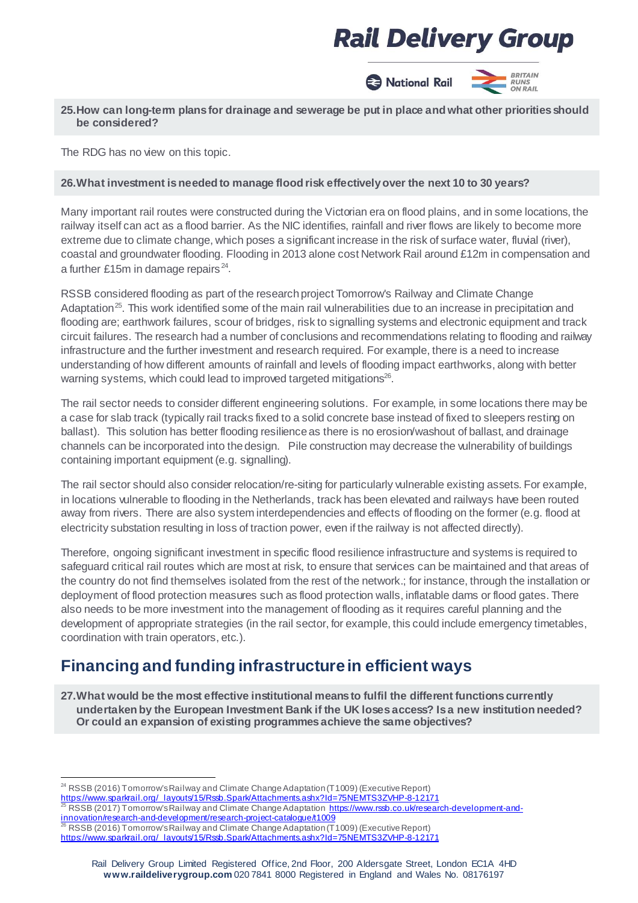**25. How can long-term plans for drainage and sewerage be put in place and what other priorities should be considered?**

The RDG has no view on this topic.

**26. What investment is needed to manage flood risk effectively over the next 10 to 30 years?**

Many important rail routes were constructed during the Victorian era on flood plains, and in some locations, the railway itself can act as a flood barrier. As the NIC identifies, rainfall and river flows are likely to become more extreme due to climate change, which poses a significant increase in the risk of surface water, fluvial (river), coastal and groundwater flooding. Flooding in 2013 alone cost Network Rail around £12m in compensation and a further £15m in damage repairs[24].

RSSB considered flooding as part of the research project Tomorrow's Railway and Climate Change Adaptation[25]. This work identified some of the main rail vulnerabilities due to an increase in precipitation and flooding are; earthwork failures, scour of bridges, risk to signalling systems and electronic equipment and track circuit failures. The research had a number of conclusions and recommendations relating to flooding and railway infrastructure and the further investment and research required. For example, there is a need to increase understanding of how different amounts of rainfall and levels of flooding impact earthworks, along with better warning systems, which could lead to improved targeted mitigations[26].

The rail sector needs to consider different engineering solutions. For example, in some locations there may be a case for slab track (typically rail tracks fixed to a solid concrete base instead of fixed to sleepers resting on ballast). This solution has better flooding resilience as there is no erosion/washout of ballast, and drainage channels can be incorporated into the design. Pile construction may decrease the vulnerability of buildings containing important equipment (e.g. signalling).

The rail sector should also consider relocation/re-siting for particularly vulnerable existing assets. For example, in locations vulnerable to flooding in the Netherlands, track has been elevated and railways have been routed away from rivers. There are also system interdependencies and effects of flooding on the former (e.g. flood at electricity substation resulting in loss of traction power, even if the railway is not affected directly).

Therefore, ongoing significant investment in specific flood resilience infrastructure and systems is required to safeguard critical rail routes which are most at risk, to ensure that services can be maintained and that areas of the country do not find themselves isolated from the rest of the network.; for instance, through the installation or deployment of flood protection measures such as flood protection walls, inflatable dams or flood gates. There also needs to be more investment into the management of flooding as it requires careful planning and the development of appropriate strategies (in the rail sector, for example, this could include emergency timetables, coordination with train operators, etc.).

## Financing and funding infrastructure in efficient ways

**27. What would be the most effective institutional means to fulfil the different functions currently undertaken by the European Investment Bank if the UK loses access? Is a new institution needed? Or could an expansion of existing programmes achieve the same objectives?**

---

[24] RSSB (2016) Tomorrow's Railway and Climate Change Adaptation (T1009) (Executive Report) https://www.sparkrail.org/_layouts/15/Rssb.Spark/Attachments.ashx?Id=75NEMTS3ZVHP-8-12171

[25] RSSB (2017) Tomorrow's Railway and Climate Change Adaptation https://www.rssb.co.uk/research-development-and-innovation/research-and-development/research-project-catalogue/t1009

[26] RSSB (2016) Tomorrow's Railway and Climate Change Adaptation (T1009) (Executive Report) https://www.sparkrail.org/_layouts/15/Rssb.Spark/Attachments.ashx?Id=75NEMTS3ZVHP-8-12171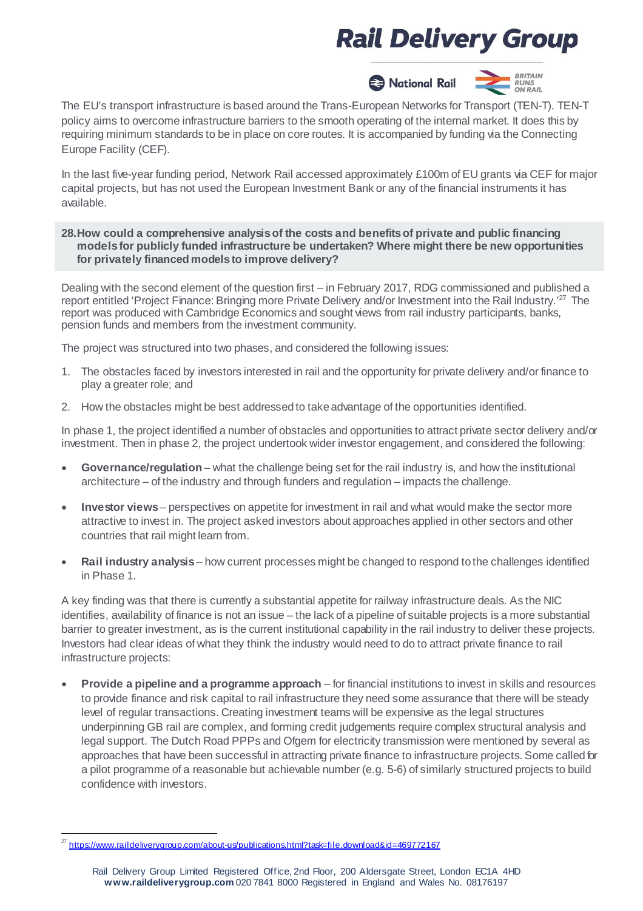The EU's transport infrastructure is based around the Trans-European Networks for Transport (TEN-T). TEN-T policy aims to overcome infrastructure barriers to the smooth operating of the internal market. It does this by requiring minimum standards to be in place on core routes. It is accompanied by funding via the Connecting Europe Facility (CEF).

In the last five-year funding period, Network Rail accessed approximately £100m of EU grants via CEF for major capital projects, but has not used the European Investment Bank or any of the financial instruments it has available.

**28. How could a comprehensive analysis of the costs and benefits of private and public financing models for publicly funded infrastructure be undertaken? Where might there be new opportunities for privately financed models to improve delivery?**

Dealing with the second element of the question first – in February 2017, RDG commissioned and published a report entitled 'Project Finance: Bringing more Private Delivery and/or Investment into the Rail Industry.'[27] The report was produced with Cambridge Economics and sought views from rail industry participants, banks, pension funds and members from the investment community.

The project was structured into two phases, and considered the following issues:

1. The obstacles faced by investors interested in rail and the opportunity for private delivery and/or finance to play a greater role; and
2. How the obstacles might be best addressed to take advantage of the opportunities identified.

In phase 1, the project identified a number of obstacles and opportunities to attract private sector delivery and/or investment. Then in phase 2, the project undertook wider investor engagement, and considered the following:

- **Governance/regulation** – what the challenge being set for the rail industry is, and how the institutional architecture – of the industry and through funders and regulation – impacts the challenge.
- **Investor views** – perspectives on appetite for investment in rail and what would make the sector more attractive to invest in. The project asked investors about approaches applied in other sectors and other countries that rail might learn from.
- **Rail industry analysis** – how current processes might be changed to respond to the challenges identified in Phase 1.

A key finding was that there is currently a substantial appetite for railway infrastructure deals. As the NIC identifies, availability of finance is not an issue – the lack of a pipeline of suitable projects is a more substantial barrier to greater investment, as is the current institutional capability in the rail industry to deliver these projects. Investors had clear ideas of what they think the industry would need to do to attract private finance to rail infrastructure projects:

- **Provide a pipeline and a programme approach** – for financial institutions to invest in skills and resources to provide finance and risk capital to rail infrastructure they need some assurance that there will be steady level of regular transactions. Creating investment teams will be expensive as the legal structures underpinning GB rail are complex, and forming credit judgements require complex structural analysis and legal support. The Dutch Road PPPs and Ofgem for electricity transmission were mentioned by several as approaches that have been successful in attracting private finance to infrastructure projects. Some called for a pilot programme of a reasonable but achievable number (e.g. 5-6) of similarly structured projects to build confidence with investors.

---

[27] https://www.raildeliverygroup.com/about-us/publications.html?task=file.download&id=469772167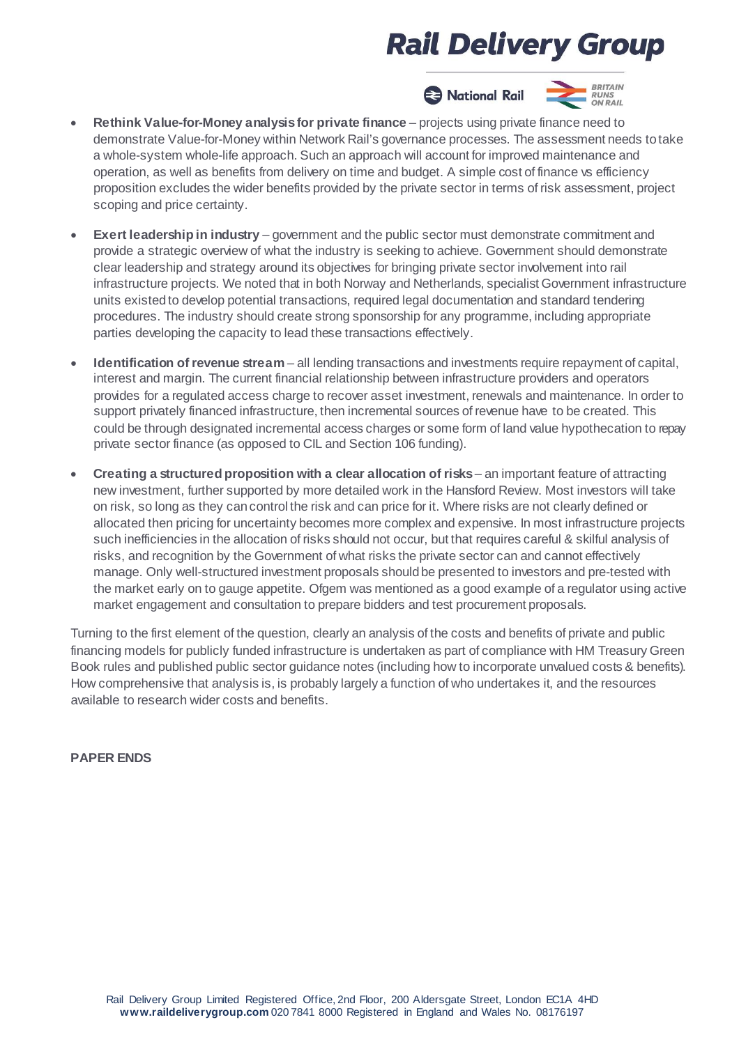- **Rethink Value-for-Money analysis for private finance** – projects using private finance need to demonstrate Value-for-Money within Network Rail's governance processes. The assessment needs to take a whole-system whole-life approach. Such an approach will account for improved maintenance and operation, as well as benefits from delivery on time and budget. A simple cost of finance vs efficiency proposition excludes the wider benefits provided by the private sector in terms of risk assessment, project scoping and price certainty.

- **Exert leadership in industry** – government and the public sector must demonstrate commitment and provide a strategic overview of what the industry is seeking to achieve. Government should demonstrate clear leadership and strategy around its objectives for bringing private sector involvement into rail infrastructure projects. We noted that in both Norway and Netherlands, specialist Government infrastructure units existed to develop potential transactions, required legal documentation and standard tendering procedures. The industry should create strong sponsorship for any programme, including appropriate parties developing the capacity to lead these transactions effectively.

- **Identification of revenue stream** – all lending transactions and investments require repayment of capital, interest and margin. The current financial relationship between infrastructure providers and operators provides for a regulated access charge to recover asset investment, renewals and maintenance. In order to support privately financed infrastructure, then incremental sources of revenue have to be created. This could be through designated incremental access charges or some form of land value hypothecation to repay private sector finance (as opposed to CIL and Section 106 funding).

- **Creating a structured proposition with a clear allocation of risks** – an important feature of attracting new investment, further supported by more detailed work in the Hansford Review. Most investors will take on risk, so long as they can control the risk and can price for it. Where risks are not clearly defined or allocated then pricing for uncertainty becomes more complex and expensive. In most infrastructure projects such inefficiencies in the allocation of risks should not occur, but that requires careful & skilful analysis of risks, and recognition by the Government of what risks the private sector can and cannot effectively manage. Only well-structured investment proposals should be presented to investors and pre-tested with the market early on to gauge appetite. Ofgem was mentioned as a good example of a regulator using active market engagement and consultation to prepare bidders and test procurement proposals.

Turning to the first element of the question, clearly an analysis of the costs and benefits of private and public financing models for publicly funded infrastructure is undertaken as part of compliance with HM Treasury Green Book rules and published public sector guidance notes (including how to incorporate unvalued costs & benefits). How comprehensive that analysis is, is probably largely a function of who undertakes it, and the resources available to research wider costs and benefits.

**PAPER ENDS**